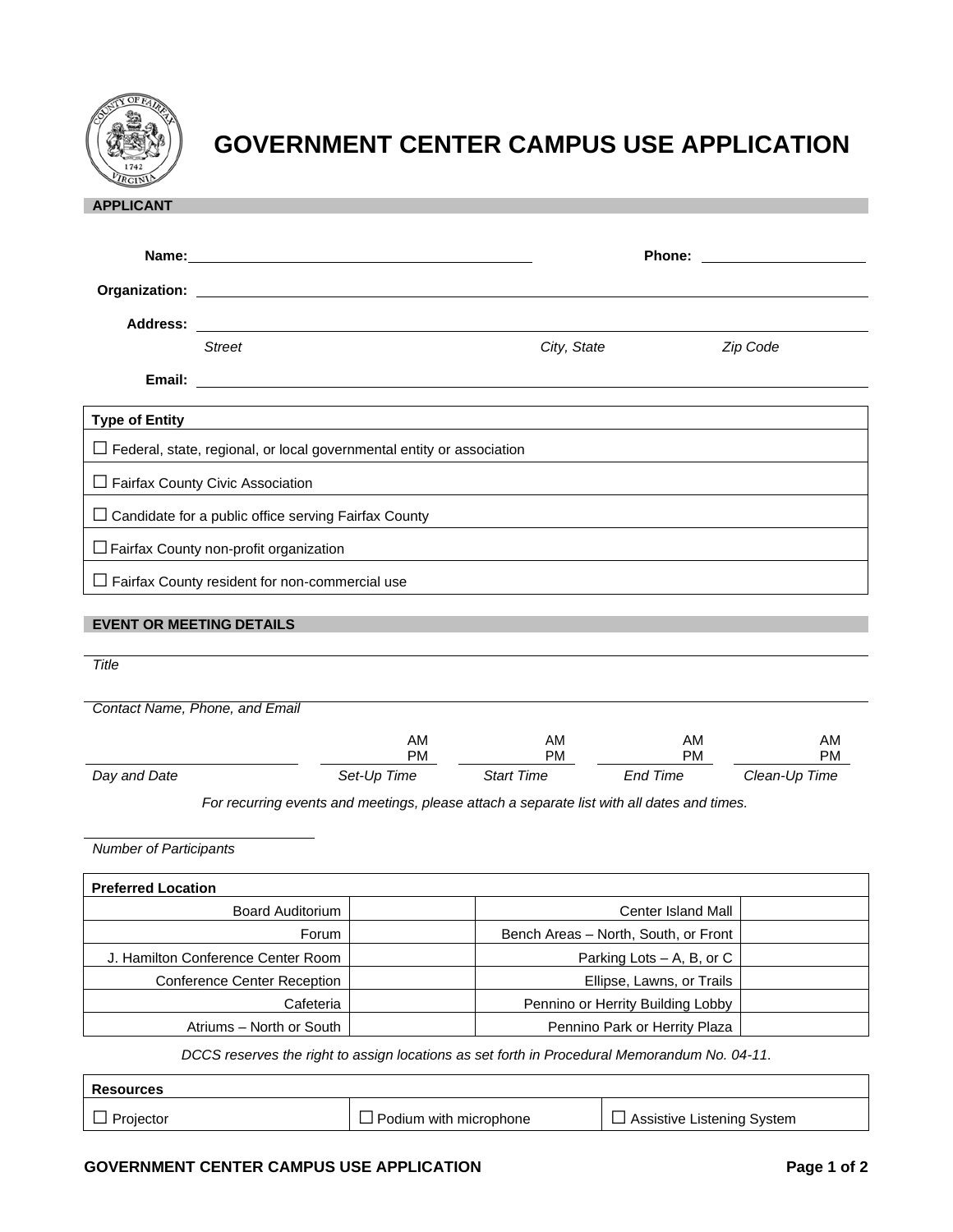# GOVERNMENT CENTER CAMPUS USE APPLICATION

## APPLICANT

**Name:** ______________________________ **Phone:** ____________________

**Organization:** ______________________________________________

**Address:** ______________________________________________

*Street* *City, State* *Zip Code*

**Email:** ______________________________________________

| **Type of Entity** |
|---|
| ☐ Federal, state, regional, or local governmental entity or association |
| ☐ Fairfax County Civic Association |
| ☐ Candidate for a public office serving Fairfax County |
| ☐ Fairfax County non-profit organization |
| ☐ Fairfax County resident for non-commercial use |

## EVENT OR MEETING DETAILS

______________________________________________

*Title*

______________________________________________

*Contact Name, Phone, and Email*

| *Day and Date* | *Set-Up Time* | *Start Time* | *End Time* | *Clean-Up Time* |
|---|---|---|---|---|
| | AM PM | AM PM | AM PM | AM PM |

*For recurring events and meetings, please attach a separate list with all dates and times.*

______________________

*Number of Participants*

| **Preferred Location** | | | |
|---|---|---|---|
| Board Auditorium | | Center Island Mall | |
| Forum | | Bench Areas – North, South, or Front | |
| J. Hamilton Conference Center Room | | Parking Lots – A, B, or C | |
| Conference Center Reception | | Ellipse, Lawns, or Trails | |
| Cafeteria | | Pennino or Herrity Building Lobby | |
| Atriums – North or South | | Pennino Park or Herrity Plaza | |

*DCCS reserves the right to assign locations as set forth in Procedural Memorandum No. 04-11.*

| **Resources** | | |
|---|---|---|
| ☐ Projector | ☐ Podium with microphone | ☐ Assistive Listening System |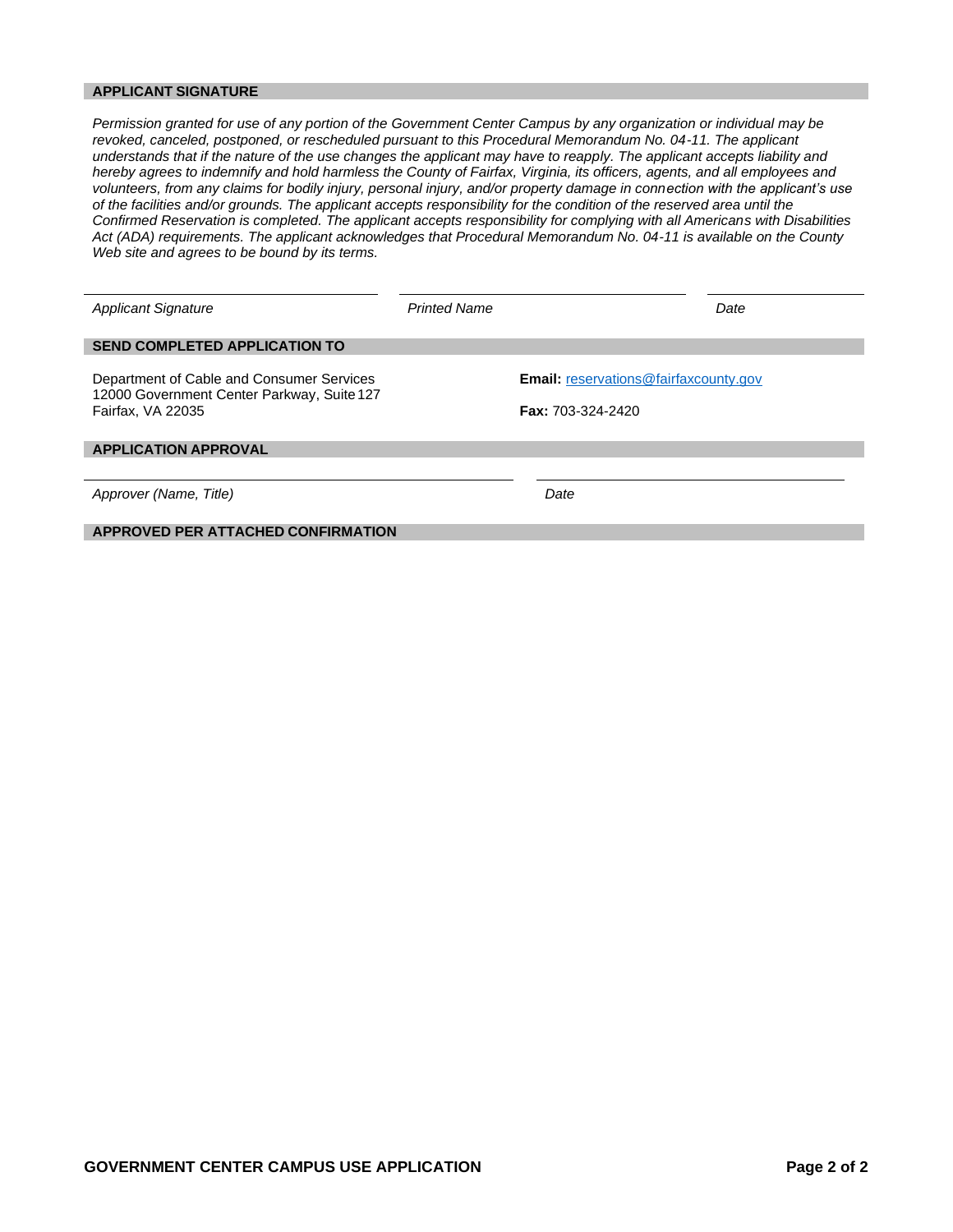## APPLICANT SIGNATURE

*Permission granted for use of any portion of the Government Center Campus by any organization or individual may be revoked, canceled, postponed, or rescheduled pursuant to this Procedural Memorandum No. 04-11. The applicant understands that if the nature of the use changes the applicant may have to reapply. The applicant accepts liability and hereby agrees to indemnify and hold harmless the County of Fairfax, Virginia, its officers, agents, and all employees and volunteers, from any claims for bodily injury, personal injury, and/or property damage in connection with the applicant's use of the facilities and/or grounds. The applicant accepts responsibility for the condition of the reserved area until the Confirmed Reservation is completed. The applicant accepts responsibility for complying with all Americans with Disabilities Act (ADA) requirements. The applicant acknowledges that Procedural Memorandum No. 04-11 is available on the County Web site and agrees to be bound by its terms.*

| | | |
|---|---|---|
| *Applicant Signature* | *Printed Name* | *Date* |

## SEND COMPLETED APPLICATION TO

Department of Cable and Consumer Services
12000 Government Center Parkway, Suite 127
Fairfax, VA 22035

**Email:** reservations@fairfaxcounty.gov

**Fax:** 703-324-2420

## APPLICATION APPROVAL

| | |
|---|---|
| *Approver (Name, Title)* | *Date* |

## APPROVED PER ATTACHED CONFIRMATION